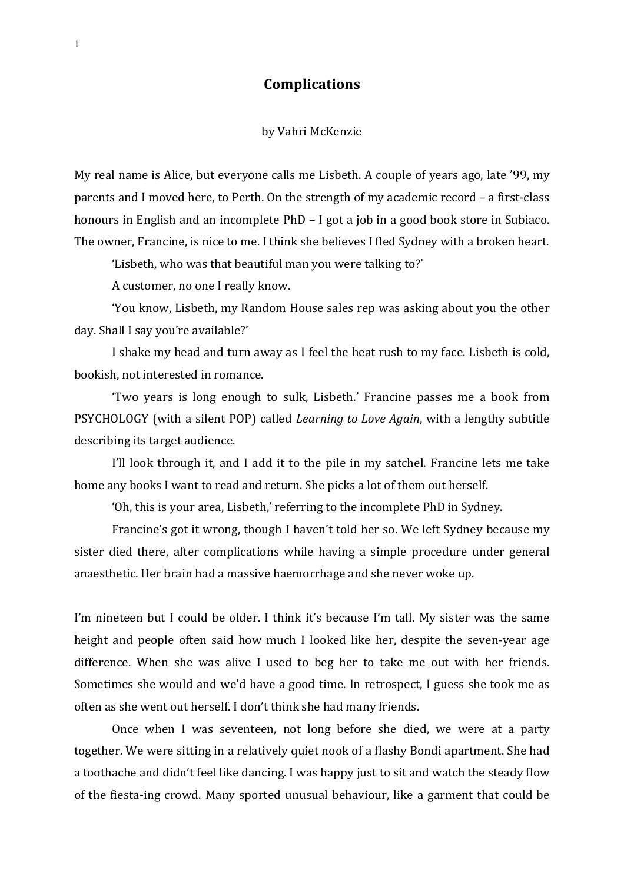# Complications

by Vahri McKenzie

My real name is Alice, but everyone calls me Lisbeth. A couple of years ago, late '99, my parents and I moved here, to Perth. On the strength of my academic record – a first-class honours in English and an incomplete PhD – I got a job in a good book store in Subiaco. The owner, Francine, is nice to me. I think she believes I fled Sydney with a broken heart.

'Lisbeth, who was that beautiful man you were talking to?'

A customer, no one I really know.

'You know, Lisbeth, my Random House sales rep was asking about you the other day. Shall I say you're available?'

I shake my head and turn away as I feel the heat rush to my face. Lisbeth is cold, bookish, not interested in romance.

'Two years is long enough to sulk, Lisbeth.' Francine passes me a book from PSYCHOLOGY (with a silent POP) called *Learning to Love Again*, with a lengthy subtitle describing its target audience.

I'll look through it, and I add it to the pile in my satchel. Francine lets me take home any books I want to read and return. She picks a lot of them out herself.

'Oh, this is your area, Lisbeth,' referring to the incomplete PhD in Sydney.

Francine's got it wrong, though I haven't told her so. We left Sydney because my sister died there, after complications while having a simple procedure under general anaesthetic. Her brain had a massive haemorrhage and she never woke up.

I'm nineteen but I could be older. I think it's because I'm tall. My sister was the same height and people often said how much I looked like her, despite the seven-year age difference. When she was alive I used to beg her to take me out with her friends. Sometimes she would and we'd have a good time. In retrospect, I guess she took me as often as she went out herself. I don't think she had many friends.

Once when I was seventeen, not long before she died, we were at a party together. We were sitting in a relatively quiet nook of a flashy Bondi apartment. She had a toothache and didn't feel like dancing. I was happy just to sit and watch the steady flow of the fiesta-ing crowd. Many sported unusual behaviour, like a garment that could be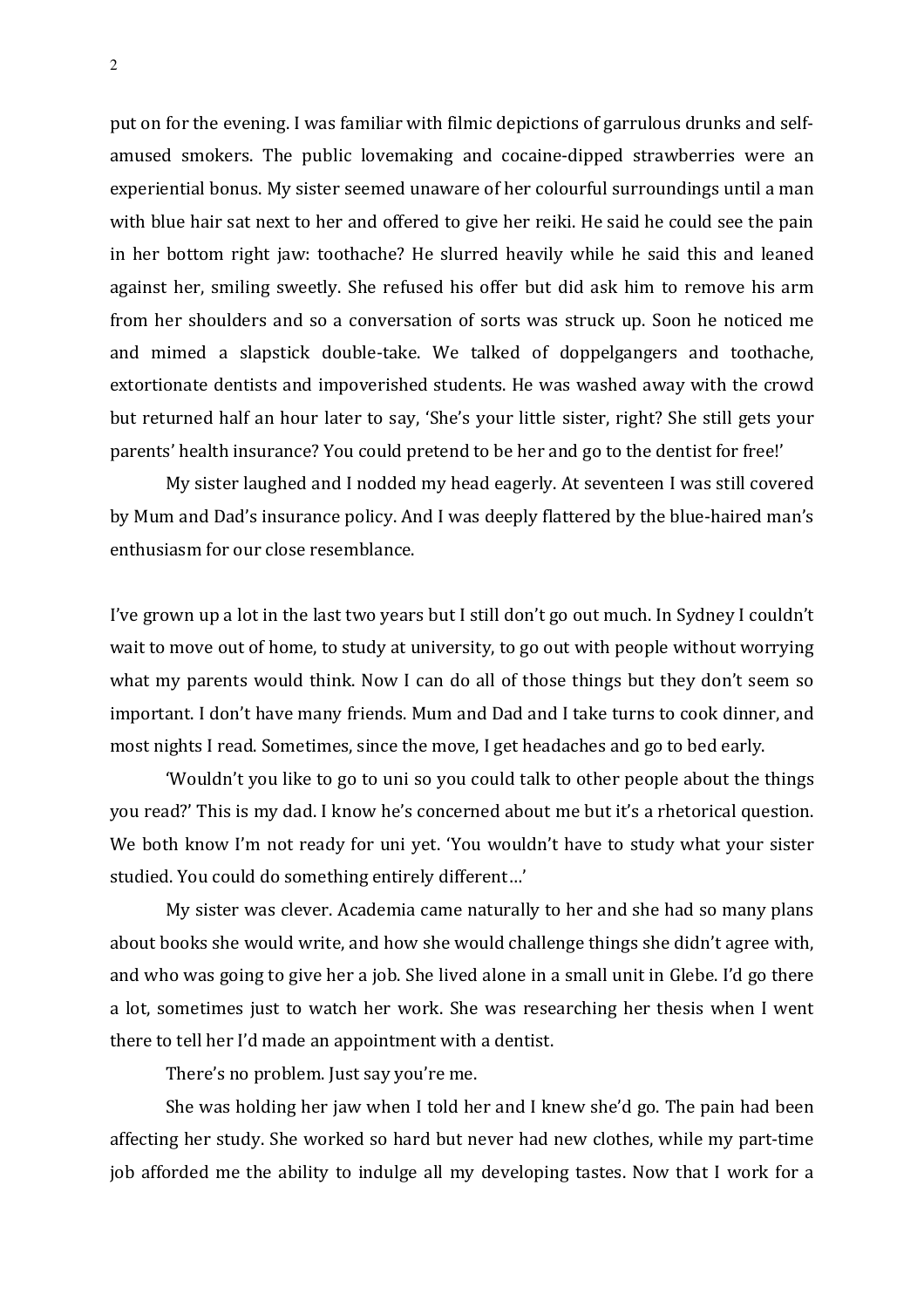put on for the evening. I was familiar with filmic depictions of garrulous drunks and self-amused smokers. The public lovemaking and cocaine-dipped strawberries were an experiential bonus. My sister seemed unaware of her colourful surroundings until a man with blue hair sat next to her and offered to give her reiki. He said he could see the pain in her bottom right jaw: toothache? He slurred heavily while he said this and leaned against her, smiling sweetly. She refused his offer but did ask him to remove his arm from her shoulders and so a conversation of sorts was struck up. Soon he noticed me and mimed a slapstick double-take. We talked of doppelgangers and toothache, extortionate dentists and impoverished students. He was washed away with the crowd but returned half an hour later to say, 'She's your little sister, right? She still gets your parents' health insurance? You could pretend to be her and go to the dentist for free!'

My sister laughed and I nodded my head eagerly. At seventeen I was still covered by Mum and Dad's insurance policy. And I was deeply flattered by the blue-haired man's enthusiasm for our close resemblance.

I've grown up a lot in the last two years but I still don't go out much. In Sydney I couldn't wait to move out of home, to study at university, to go out with people without worrying what my parents would think. Now I can do all of those things but they don't seem so important. I don't have many friends. Mum and Dad and I take turns to cook dinner, and most nights I read. Sometimes, since the move, I get headaches and go to bed early.

'Wouldn't you like to go to uni so you could talk to other people about the things you read?' This is my dad. I know he's concerned about me but it's a rhetorical question. We both know I'm not ready for uni yet. 'You wouldn't have to study what your sister studied. You could do something entirely different…'

My sister was clever. Academia came naturally to her and she had so many plans about books she would write, and how she would challenge things she didn't agree with, and who was going to give her a job. She lived alone in a small unit in Glebe. I'd go there a lot, sometimes just to watch her work. She was researching her thesis when I went there to tell her I'd made an appointment with a dentist.

There's no problem. Just say you're me.

She was holding her jaw when I told her and I knew she'd go. The pain had been affecting her study. She worked so hard but never had new clothes, while my part-time job afforded me the ability to indulge all my developing tastes. Now that I work for a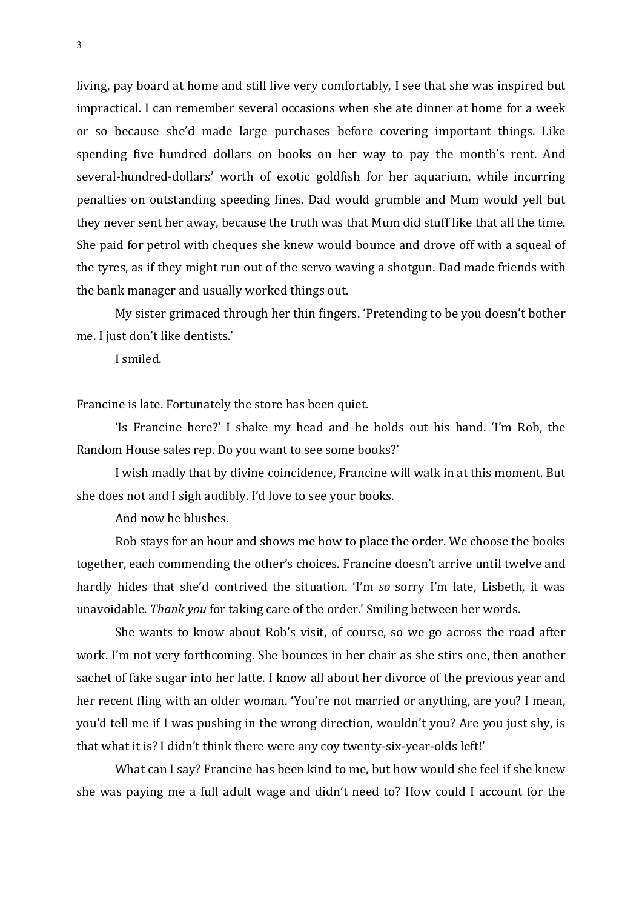living, pay board at home and still live very comfortably, I see that she was inspired but impractical. I can remember several occasions when she ate dinner at home for a week or so because she'd made large purchases before covering important things. Like spending five hundred dollars on books on her way to pay the month's rent. And several-hundred-dollars' worth of exotic goldfish for her aquarium, while incurring penalties on outstanding speeding fines. Dad would grumble and Mum would yell but they never sent her away, because the truth was that Mum did stuff like that all the time. She paid for petrol with cheques she knew would bounce and drove off with a squeal of the tyres, as if they might run out of the servo waving a shotgun. Dad made friends with the bank manager and usually worked things out.

My sister grimaced through her thin fingers. 'Pretending to be you doesn't bother me. I just don't like dentists.'

I smiled.

Francine is late. Fortunately the store has been quiet.

'Is Francine here?' I shake my head and he holds out his hand. 'I'm Rob, the Random House sales rep. Do you want to see some books?'

I wish madly that by divine coincidence, Francine will walk in at this moment. But she does not and I sigh audibly. I'd love to see your books.

And now he blushes.

Rob stays for an hour and shows me how to place the order. We choose the books together, each commending the other's choices. Francine doesn't arrive until twelve and hardly hides that she'd contrived the situation. 'I'm *so* sorry I'm late, Lisbeth, it was unavoidable. *Thank you* for taking care of the order.' Smiling between her words.

She wants to know about Rob's visit, of course, so we go across the road after work. I'm not very forthcoming. She bounces in her chair as she stirs one, then another sachet of fake sugar into her latte. I know all about her divorce of the previous year and her recent fling with an older woman. 'You're not married or anything, are you? I mean, you'd tell me if I was pushing in the wrong direction, wouldn't you? Are you just shy, is that what it is? I didn't think there were any coy twenty-six-year-olds left!'

What can I say? Francine has been kind to me, but how would she feel if she knew she was paying me a full adult wage and didn't need to? How could I account for the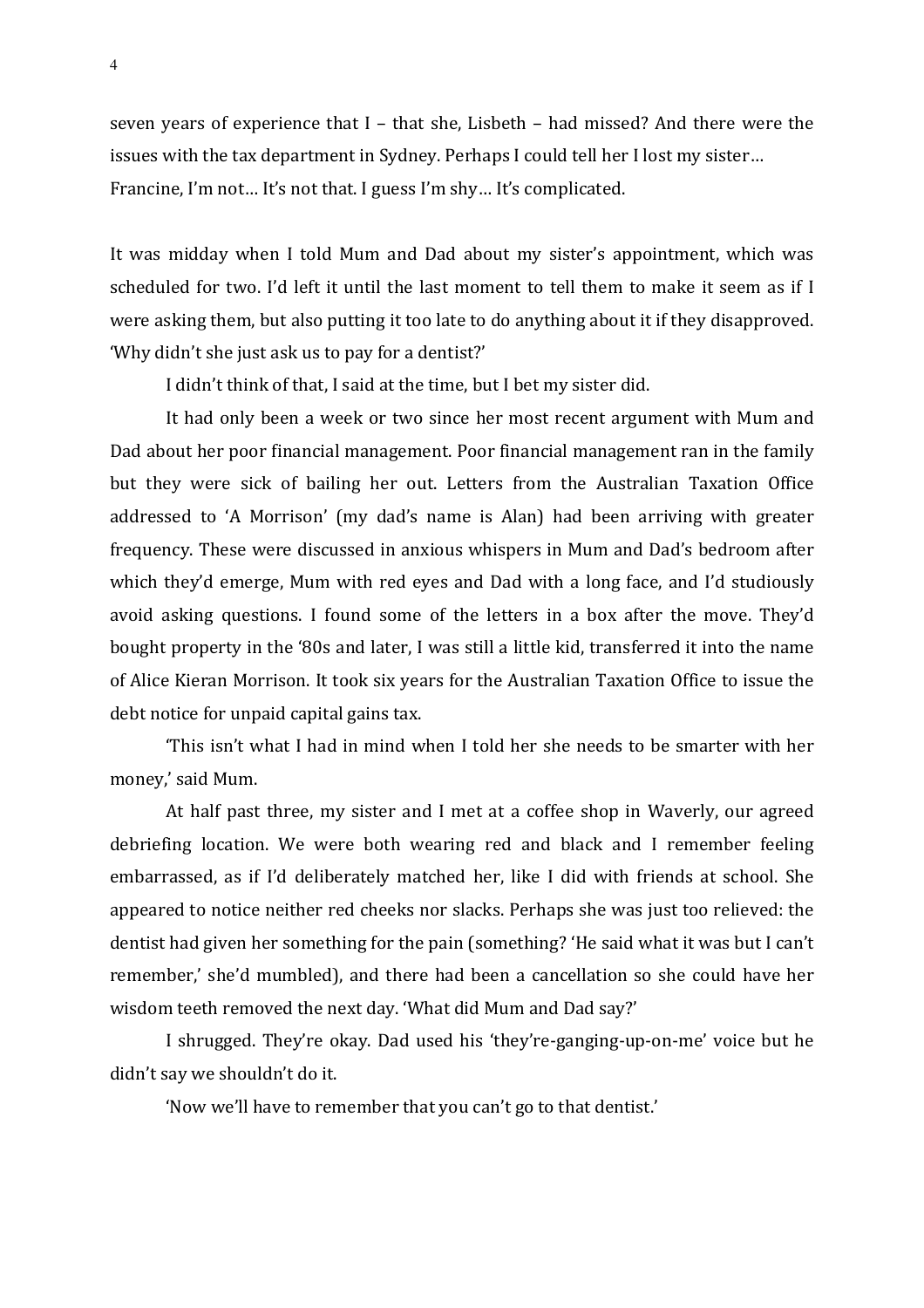seven years of experience that I – that she, Lisbeth – had missed? And there were the issues with the tax department in Sydney. Perhaps I could tell her I lost my sister… Francine, I'm not… It's not that. I guess I'm shy… It's complicated.

It was midday when I told Mum and Dad about my sister's appointment, which was scheduled for two. I'd left it until the last moment to tell them to make it seem as if I were asking them, but also putting it too late to do anything about it if they disapproved. 'Why didn't she just ask us to pay for a dentist?'

I didn't think of that, I said at the time, but I bet my sister did.

It had only been a week or two since her most recent argument with Mum and Dad about her poor financial management. Poor financial management ran in the family but they were sick of bailing her out. Letters from the Australian Taxation Office addressed to 'A Morrison' (my dad's name is Alan) had been arriving with greater frequency. These were discussed in anxious whispers in Mum and Dad's bedroom after which they'd emerge, Mum with red eyes and Dad with a long face, and I'd studiously avoid asking questions. I found some of the letters in a box after the move. They'd bought property in the '80s and later, I was still a little kid, transferred it into the name of Alice Kieran Morrison. It took six years for the Australian Taxation Office to issue the debt notice for unpaid capital gains tax.

'This isn't what I had in mind when I told her she needs to be smarter with her money,' said Mum.

At half past three, my sister and I met at a coffee shop in Waverly, our agreed debriefing location. We were both wearing red and black and I remember feeling embarrassed, as if I'd deliberately matched her, like I did with friends at school. She appeared to notice neither red cheeks nor slacks. Perhaps she was just too relieved: the dentist had given her something for the pain (something? 'He said what it was but I can't remember,' she'd mumbled), and there had been a cancellation so she could have her wisdom teeth removed the next day. 'What did Mum and Dad say?'

I shrugged. They're okay. Dad used his 'they're-ganging-up-on-me' voice but he didn't say we shouldn't do it.

'Now we'll have to remember that you can't go to that dentist.'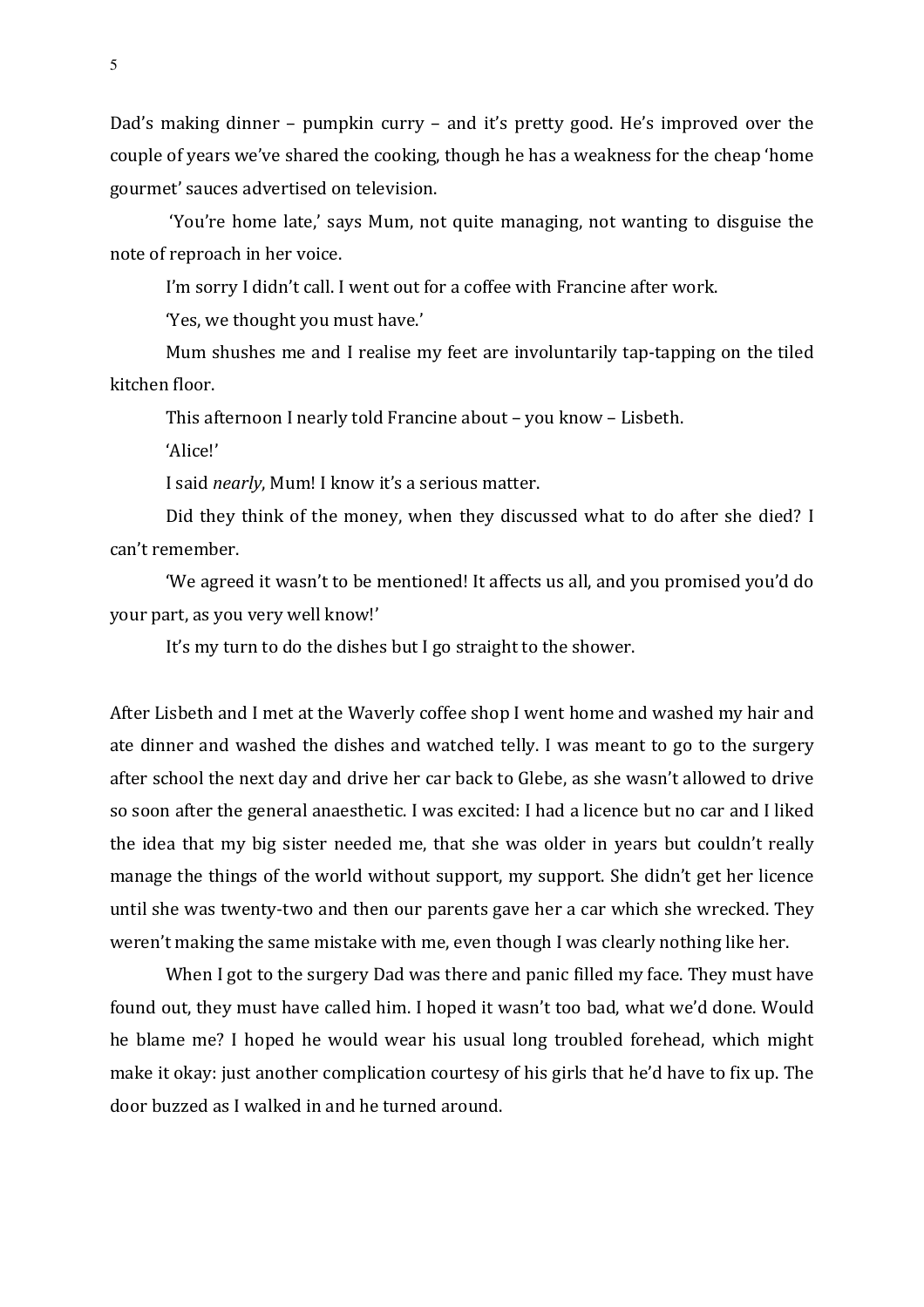Dad's making dinner – pumpkin curry – and it's pretty good. He's improved over the couple of years we've shared the cooking, though he has a weakness for the cheap 'home gourmet' sauces advertised on television.

'You're home late,' says Mum, not quite managing, not wanting to disguise the note of reproach in her voice.

I'm sorry I didn't call. I went out for a coffee with Francine after work.

'Yes, we thought you must have.'

Mum shushes me and I realise my feet are involuntarily tap-tapping on the tiled kitchen floor.

This afternoon I nearly told Francine about – you know – Lisbeth.

'Alice!'

I said *nearly*, Mum! I know it's a serious matter.

Did they think of the money, when they discussed what to do after she died? I can't remember.

'We agreed it wasn't to be mentioned! It affects us all, and you promised you'd do your part, as you very well know!'

It's my turn to do the dishes but I go straight to the shower.

After Lisbeth and I met at the Waverly coffee shop I went home and washed my hair and ate dinner and washed the dishes and watched telly. I was meant to go to the surgery after school the next day and drive her car back to Glebe, as she wasn't allowed to drive so soon after the general anaesthetic. I was excited: I had a licence but no car and I liked the idea that my big sister needed me, that she was older in years but couldn't really manage the things of the world without support, my support. She didn't get her licence until she was twenty-two and then our parents gave her a car which she wrecked. They weren't making the same mistake with me, even though I was clearly nothing like her.

When I got to the surgery Dad was there and panic filled my face. They must have found out, they must have called him. I hoped it wasn't too bad, what we'd done. Would he blame me? I hoped he would wear his usual long troubled forehead, which might make it okay: just another complication courtesy of his girls that he'd have to fix up. The door buzzed as I walked in and he turned around.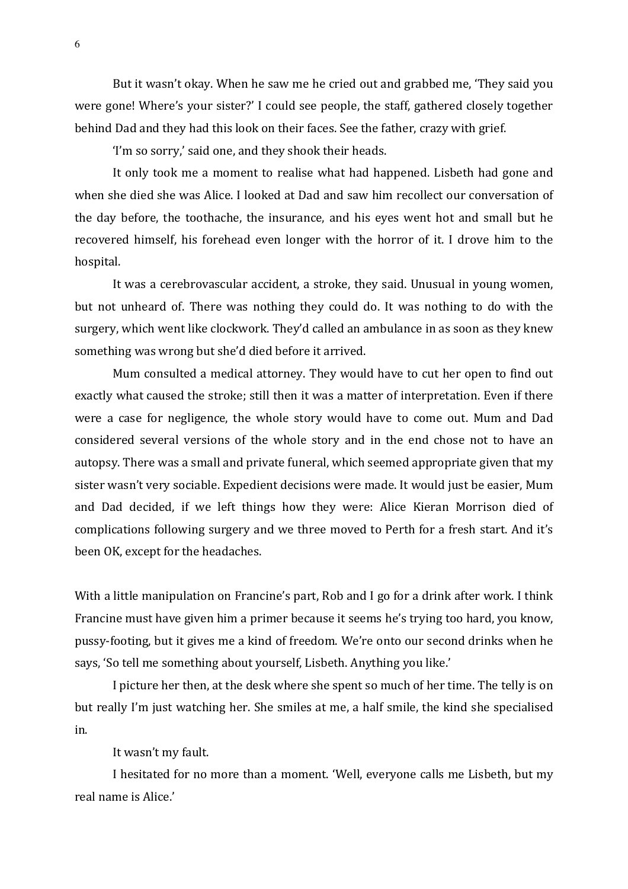But it wasn't okay. When he saw me he cried out and grabbed me, 'They said you were gone! Where's your sister?' I could see people, the staff, gathered closely together behind Dad and they had this look on their faces. See the father, crazy with grief.

'I'm so sorry,' said one, and they shook their heads.

It only took me a moment to realise what had happened. Lisbeth had gone and when she died she was Alice. I looked at Dad and saw him recollect our conversation of the day before, the toothache, the insurance, and his eyes went hot and small but he recovered himself, his forehead even longer with the horror of it. I drove him to the hospital.

It was a cerebrovascular accident, a stroke, they said. Unusual in young women, but not unheard of. There was nothing they could do. It was nothing to do with the surgery, which went like clockwork. They'd called an ambulance in as soon as they knew something was wrong but she'd died before it arrived.

Mum consulted a medical attorney. They would have to cut her open to find out exactly what caused the stroke; still then it was a matter of interpretation. Even if there were a case for negligence, the whole story would have to come out. Mum and Dad considered several versions of the whole story and in the end chose not to have an autopsy. There was a small and private funeral, which seemed appropriate given that my sister wasn't very sociable. Expedient decisions were made. It would just be easier, Mum and Dad decided, if we left things how they were: Alice Kieran Morrison died of complications following surgery and we three moved to Perth for a fresh start. And it's been OK, except for the headaches.

With a little manipulation on Francine's part, Rob and I go for a drink after work. I think Francine must have given him a primer because it seems he's trying too hard, you know, pussy-footing, but it gives me a kind of freedom. We're onto our second drinks when he says, 'So tell me something about yourself, Lisbeth. Anything you like.'

I picture her then, at the desk where she spent so much of her time. The telly is on but really I'm just watching her. She smiles at me, a half smile, the kind she specialised in.

It wasn't my fault.

I hesitated for no more than a moment. 'Well, everyone calls me Lisbeth, but my real name is Alice.'